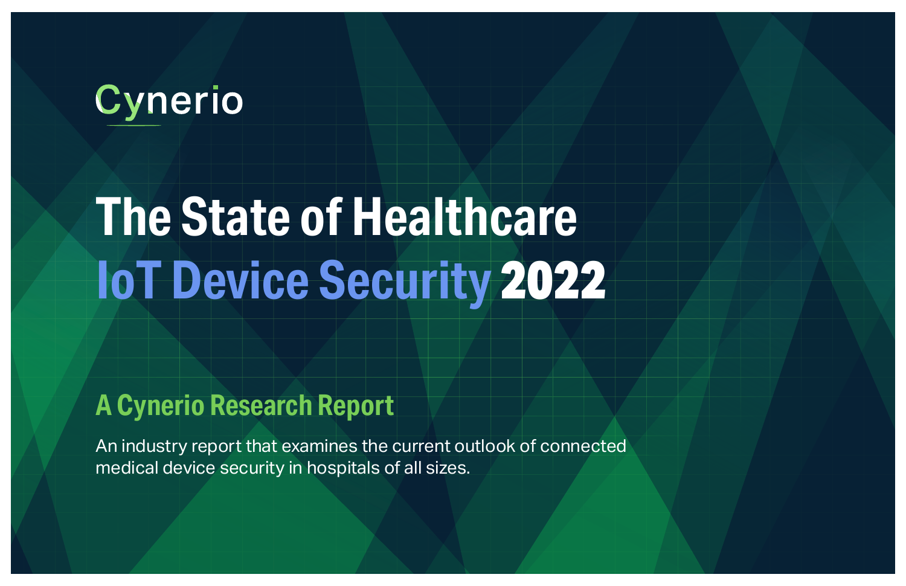Cynerio

# The State of Healthcare IoT Device Security 2022

## A Cynerio Research Report

An industry report that examines the current outlook of connected medical device security in hospitals of all sizes.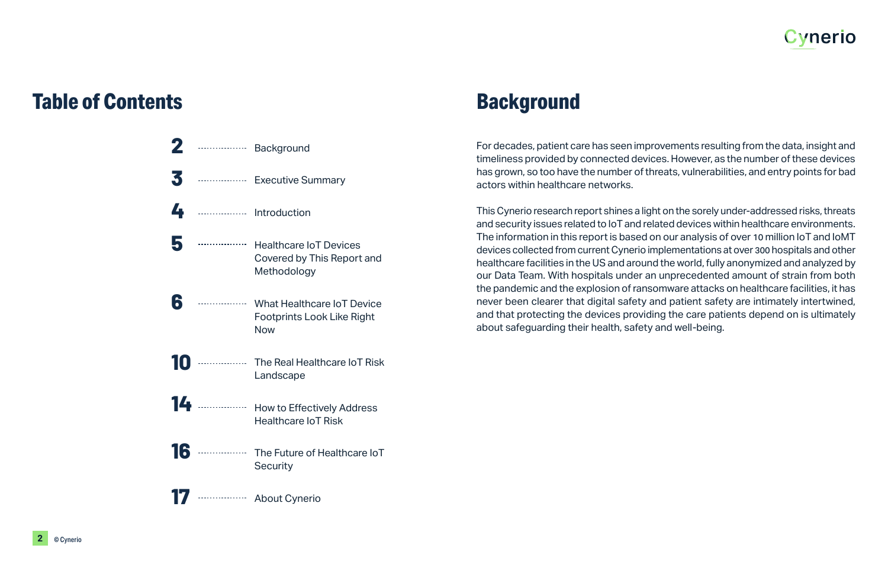## Table of Contents

| Page | Section |
| --- | --- |
| 2 | Background |
| 3 | Executive Summary |
| 4 | Introduction |
| 5 | Healthcare IoT Devices Covered by This Report and Methodology |
| 6 | What Healthcare IoT Device Footprints Look Like Right Now |
| 10 | The Real Healthcare IoT Risk Landscape |
| 14 | How to Effectively Address Healthcare IoT Risk |
| 16 | The Future of Healthcare IoT Security |
| 17 | About Cynerio |

## Background

For decades, patient care has seen improvements resulting from the data, insight and timeliness provided by connected devices. However, as the number of these devices has grown, so too have the number of threats, vulnerabilities, and entry points for bad actors within healthcare networks.

This Cynerio research report shines a light on the sorely under-addressed risks, threats and security issues related to IoT and related devices within healthcare environments. The information in this report is based on our analysis of over 10 million IoT and IoMT devices collected from current Cynerio implementations at over 300 hospitals and other healthcare facilities in the US and around the world, fully anonymized and analyzed by our Data Team. With hospitals under an unprecedented amount of strain from both the pandemic and the explosion of ransomware attacks on healthcare facilities, it has never been clearer that digital safety and patient safety are intimately intertwined, and that protecting the devices providing the care patients depend on is ultimately about safeguarding their health, safety and well-being.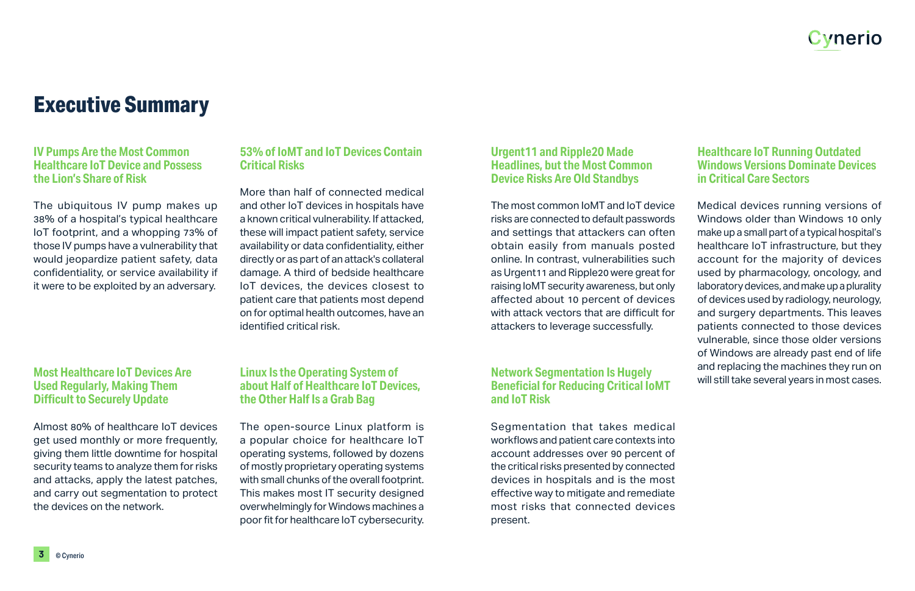# Executive Summary

### IV Pumps Are the Most Common Healthcare IoT Device and Possess the Lion's Share of Risk

The ubiquitous IV pump makes up 38% of a hospital's typical healthcare IoT footprint, and a whopping 73% of those IV pumps have a vulnerability that would jeopardize patient safety, data confidentiality, or service availability if it were to be exploited by an adversary.

### Most Healthcare IoT Devices Are Used Regularly, Making Them Difficult to Securely Update

Almost 80% of healthcare IoT devices get used monthly or more frequently, giving them little downtime for hospital security teams to analyze them for risks and attacks, apply the latest patches, and carry out segmentation to protect the devices on the network.

### 53% of IoMT and IoT Devices Contain Critical Risks

More than half of connected medical and other IoT devices in hospitals have a known critical vulnerability. If attacked, these will impact patient safety, service availability or data confidentiality, either directly or as part of an attack's collateral damage. A third of bedside healthcare IoT devices, the devices closest to patient care that patients most depend on for optimal health outcomes, have an identified critical risk.

### Linux Is the Operating System of about Half of Healthcare IoT Devices, the Other Half Is a Grab Bag

The open-source Linux platform is a popular choice for healthcare IoT operating systems, followed by dozens of mostly proprietary operating systems with small chunks of the overall footprint. This makes most IT security designed overwhelmingly for Windows machines a poor fit for healthcare IoT cybersecurity.

### Urgent11 and Ripple20 Made Headlines, but the Most Common Device Risks Are Old Standbys

The most common IoMT and IoT device risks are connected to default passwords and settings that attackers can often obtain easily from manuals posted online. In contrast, vulnerabilities such as Urgent11 and Ripple20 were great for raising IoMT security awareness, but only affected about 10 percent of devices with attack vectors that are difficult for attackers to leverage successfully.

### Network Segmentation Is Hugely Beneficial for Reducing Critical IoMT and IoT Risk

Segmentation that takes medical workflows and patient care contexts into account addresses over 90 percent of the critical risks presented by connected devices in hospitals and is the most effective way to mitigate and remediate most risks that connected devices present.

### Healthcare IoT Running Outdated Windows Versions Dominate Devices in Critical Care Sectors

Medical devices running versions of Windows older than Windows 10 only make up a small part of a typical hospital's healthcare IoT infrastructure, but they account for the majority of devices used by pharmacology, oncology, and laboratory devices, and make up a plurality of devices used by radiology, neurology, and surgery departments. This leaves patients connected to those devices vulnerable, since those older versions of Windows are already past end of life and replacing the machines they run on will still take several years in most cases.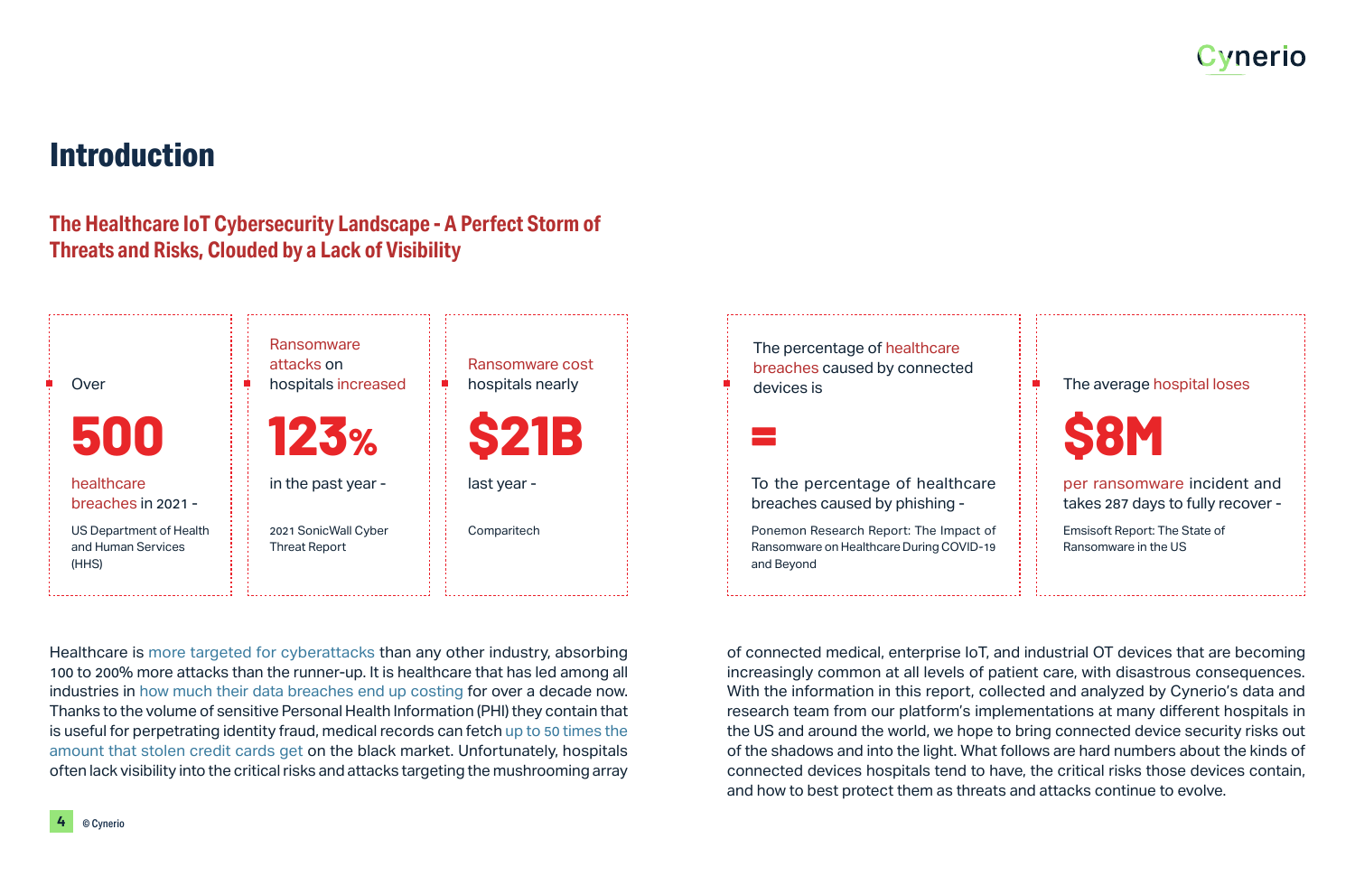# Introduction

## The Healthcare IoT Cybersecurity Landscape - A Perfect Storm of Threats and Risks, Clouded by a Lack of Visibility

Over **500** healthcare breaches in 2021 - US Department of Health and Human Services (HHS)

Ransomware attacks on hospitals increased **123%** in the past year - 2021 SonicWall Cyber Threat Report

Ransomware cost hospitals nearly **$21B** last year - Comparitech

The percentage of healthcare breaches caused by connected devices is **=** To the percentage of healthcare breaches caused by phishing - Ponemon Research Report: The Impact of Ransomware on Healthcare During COVID-19 and Beyond

The average hospital loses **$8M** per ransomware incident and takes 287 days to fully recover - Emsisoft Report: The State of Ransomware in the US

Healthcare is more targeted for cyberattacks than any other industry, absorbing 100 to 200% more attacks than the runner-up. It is healthcare that has led among all industries in how much their data breaches end up costing for over a decade now. Thanks to the volume of sensitive Personal Health Information (PHI) they contain that is useful for perpetrating identity fraud, medical records can fetch up to 50 times the amount that stolen credit cards get on the black market. Unfortunately, hospitals often lack visibility into the critical risks and attacks targeting the mushrooming array of connected medical, enterprise IoT, and industrial OT devices that are becoming increasingly common at all levels of patient care, with disastrous consequences. With the information in this report, collected and analyzed by Cynerio's data and research team from our platform's implementations at many different hospitals in the US and around the world, we hope to bring connected device security risks out of the shadows and into the light. What follows are hard numbers about the kinds of connected devices hospitals tend to have, the critical risks those devices contain, and how to best protect them as threats and attacks continue to evolve.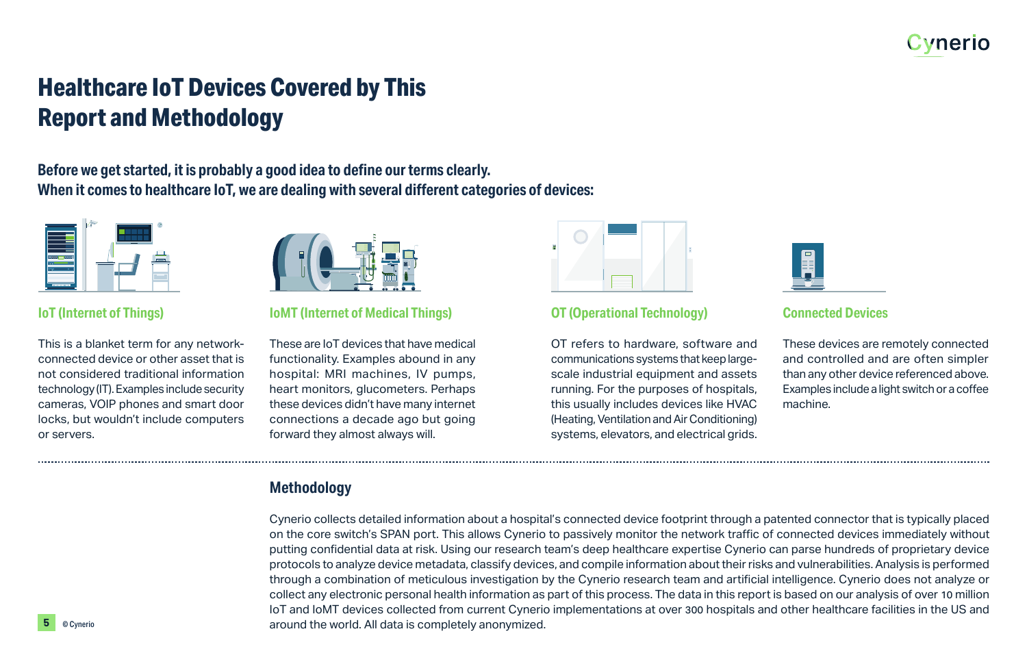# Healthcare IoT Devices Covered by This Report and Methodology

**Before we get started, it is probably a good idea to define our terms clearly.**
**When it comes to healthcare IoT, we are dealing with several different categories of devices:**

### IoT (Internet of Things)

This is a blanket term for any network-connected device or other asset that is not considered traditional information technology (IT). Examples include security cameras, VOIP phones and smart door locks, but wouldn't include computers or servers.

### IoMT (Internet of Medical Things)

These are IoT devices that have medical functionality. Examples abound in any hospital: MRI machines, IV pumps, heart monitors, glucometers. Perhaps these devices didn't have many internet connections a decade ago but going forward they almost always will.

### OT (Operational Technology)

OT refers to hardware, software and communications systems that keep large-scale industrial equipment and assets running. For the purposes of hospitals, this usually includes devices like HVAC (Heating, Ventilation and Air Conditioning) systems, elevators, and electrical grids.

### Connected Devices

These devices are remotely connected and controlled and are often simpler than any other device referenced above. Examples include a light switch or a coffee machine.

## Methodology

Cynerio collects detailed information about a hospital's connected device footprint through a patented connector that is typically placed on the core switch's SPAN port. This allows Cynerio to passively monitor the network traffic of connected devices immediately without putting confidential data at risk. Using our research team's deep healthcare expertise Cynerio can parse hundreds of proprietary device protocols to analyze device metadata, classify devices, and compile information about their risks and vulnerabilities. Analysis is performed through a combination of meticulous investigation by the Cynerio research team and artificial intelligence. Cynerio does not analyze or collect any electronic personal health information as part of this process. The data in this report is based on our analysis of over 10 million IoT and IoMT devices collected from current Cynerio implementations at over 300 hospitals and other healthcare facilities in the US and around the world. All data is completely anonymized.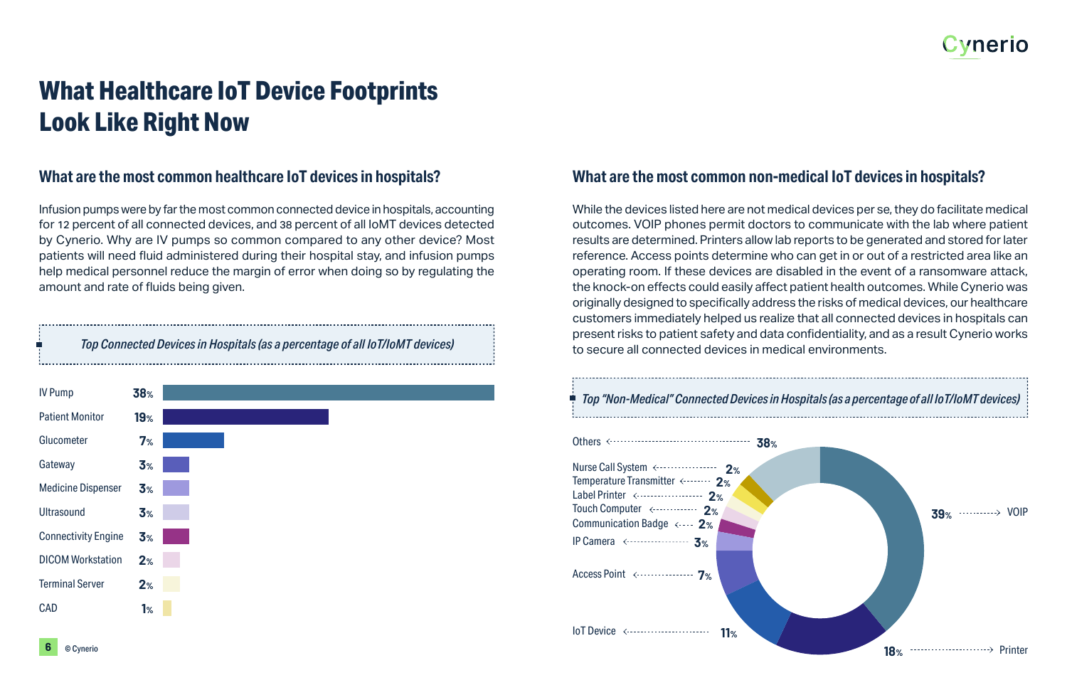# What Healthcare IoT Device Footprints Look Like Right Now

## What are the most common healthcare IoT devices in hospitals?

Infusion pumps were by far the most common connected device in hospitals, accounting for 12 percent of all connected devices, and 38 percent of all IoMT devices detected by Cynerio. Why are IV pumps so common compared to any other device? Most patients will need fluid administered during their hospital stay, and infusion pumps help medical personnel reduce the margin of error when doing so by regulating the amount and rate of fluids being given.

*Top Connected Devices in Hospitals (as a percentage of all IoT/IoMT devices)*

| Device | Percentage |
|---|---|
| IV Pump | 38% |
| Patient Monitor | 19% |
| Glucometer | 7% |
| Gateway | 3% |
| Medicine Dispenser | 3% |
| Ultrasound | 3% |
| Connectivity Engine | 3% |
| DICOM Workstation | 2% |
| Terminal Server | 2% |
| CAD | 1% |

## What are the most common non-medical IoT devices in hospitals?

While the devices listed here are not medical devices per se, they do facilitate medical outcomes. VOIP phones permit doctors to communicate with the lab where patient results are determined. Printers allow lab reports to be generated and stored for later reference. Access points determine who can get in or out of a restricted area like an operating room. If these devices are disabled in the event of a ransomware attack, the knock-on effects could easily affect patient health outcomes. While Cynerio was originally designed to specifically address the risks of medical devices, our healthcare customers immediately helped us realize that all connected devices in hospitals can present risks to patient safety and data confidentiality, and as a result Cynerio works to secure all connected devices in medical environments.

*Top "Non-Medical" Connected Devices in Hospitals (as a percentage of all IoT/IoMT devices)*

| Device | Percentage |
|---|---|
| VOIP | 39% |
| Printer | 18% |
| IoT Device | 11% |
| Access Point | 7% |
| IP Camera | 3% |
| Communication Badge | 2% |
| Touch Computer | 2% |
| Label Printer | 2% |
| Temperature Transmitter | 2% |
| Nurse Call System | 2% |
| Others | 38% |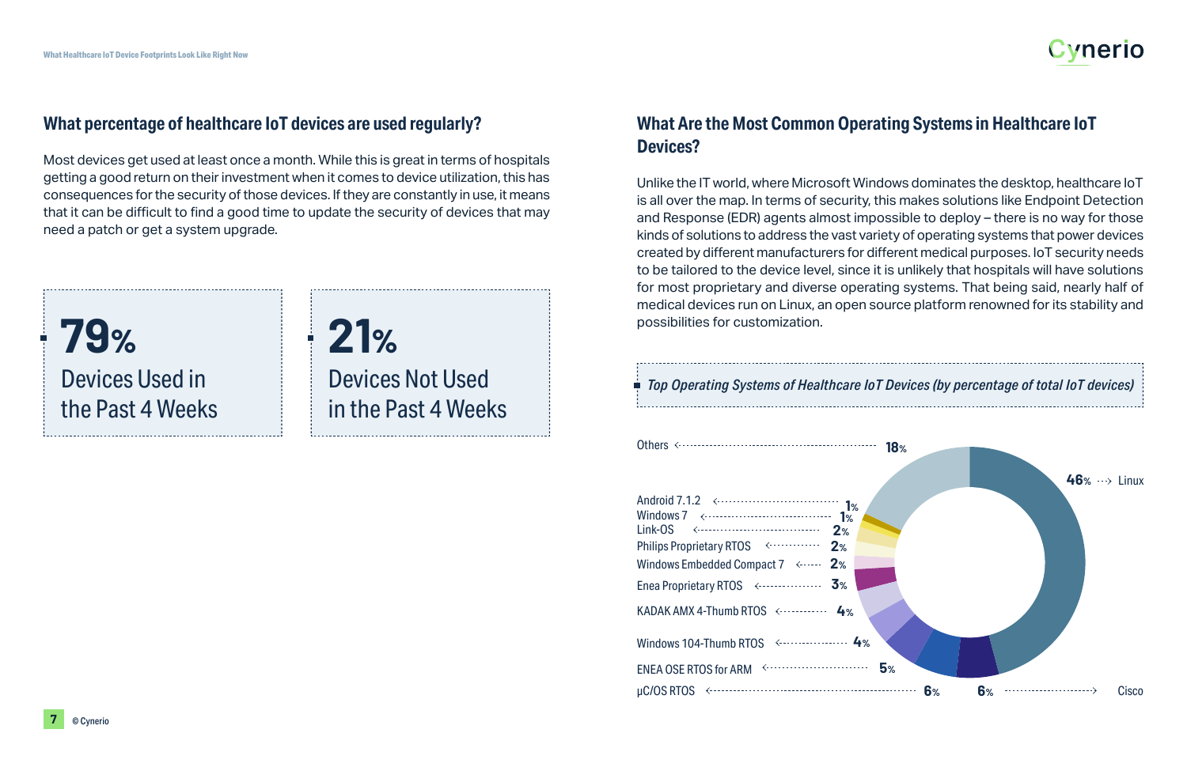## What percentage of healthcare IoT devices are used regularly?

Most devices get used at least once a month. While this is great in terms of hospitals getting a good return on their investment when it comes to device utilization, this has consequences for the security of those devices. If they are constantly in use, it means that it can be difficult to find a good time to update the security of devices that may need a patch or get a system upgrade.

**79%**
Devices Used in the Past 4 Weeks

**21%**
Devices Not Used in the Past 4 Weeks

## What Are the Most Common Operating Systems in Healthcare IoT Devices?

Unlike the IT world, where Microsoft Windows dominates the desktop, healthcare IoT is all over the map. In terms of security, this makes solutions like Endpoint Detection and Response (EDR) agents almost impossible to deploy – there is no way for those kinds of solutions to address the vast variety of operating systems that power devices created by different manufacturers for different medical purposes. IoT security needs to be tailored to the device level, since it is unlikely that hospitals will have solutions for most proprietary and diverse operating systems. That being said, nearly half of medical devices run on Linux, an open source platform renowned for its stability and possibilities for customization.

*Top Operating Systems of Healthcare IoT Devices (by percentage of total IoT devices)*

| Operating System | Percentage |
|---|---|
| Linux | 46% |
| Others | 18% |
| Cisco | 6% |
| μC/OS RTOS | 6% |
| ENEA OSE RTOS for ARM | 5% |
| Windows 104-Thumb RTOS | 4% |
| KADAK AMX 4-Thumb RTOS | 4% |
| Enea Proprietary RTOS | 3% |
| Windows Embedded Compact 7 | 2% |
| Philips Proprietary RTOS | 2% |
| Link-OS | 2% |
| Windows 7 | 1% |
| Android 7.1.2 | 1% |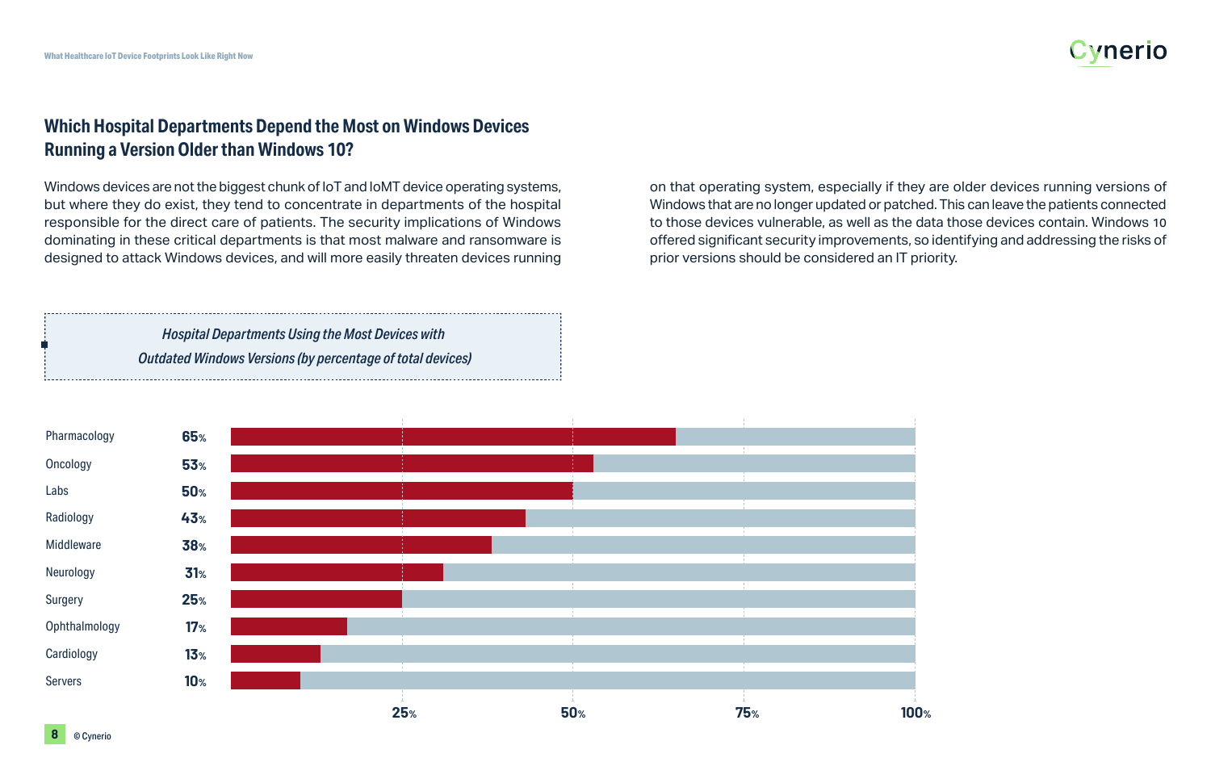## Which Hospital Departments Depend the Most on Windows Devices Running a Version Older than Windows 10?

Windows devices are not the biggest chunk of IoT and IoMT device operating systems, but where they do exist, they tend to concentrate in departments of the hospital responsible for the direct care of patients. The security implications of Windows dominating in these critical departments is that most malware and ransomware is designed to attack Windows devices, and will more easily threaten devices running on that operating system, especially if they are older devices running versions of Windows that are no longer updated or patched. This can leave the patients connected to those devices vulnerable, as well as the data those devices contain. Windows 10 offered significant security improvements, so identifying and addressing the risks of prior versions should be considered an IT priority.

*Hospital Departments Using the Most Devices with Outdated Windows Versions (by percentage of total devices)*

| Department | Percentage |
|---|---|
| Pharmacology | 65% |
| Oncology | 53% |
| Labs | 50% |
| Radiology | 43% |
| Middleware | 38% |
| Neurology | 31% |
| Surgery | 25% |
| Ophthalmology | 17% |
| Cardiology | 13% |
| Servers | 10% |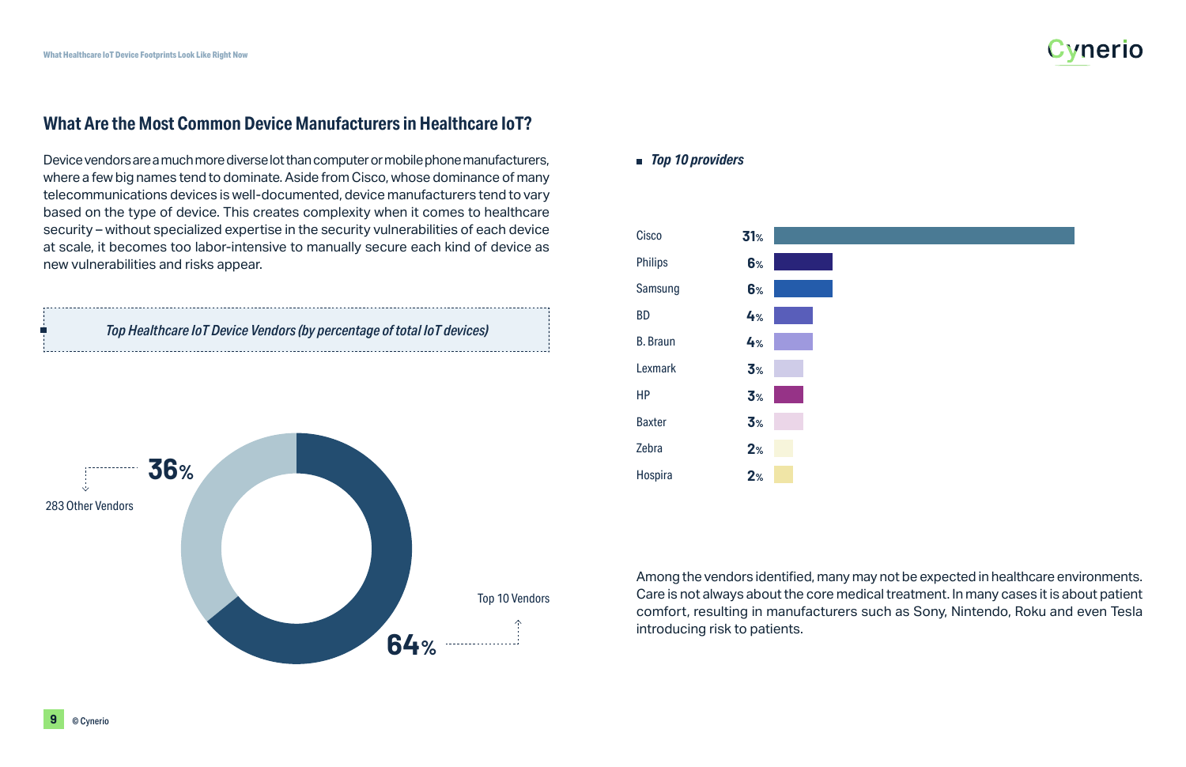## What Are the Most Common Device Manufacturers in Healthcare IoT?

Device vendors are a much more diverse lot than computer or mobile phone manufacturers, where a few big names tend to dominate. Aside from Cisco, whose dominance of many telecommunications devices is well-documented, device manufacturers tend to vary based on the type of device. This creates complexity when it comes to healthcare security – without specialized expertise in the security vulnerabilities of each device at scale, it becomes too labor-intensive to manually secure each kind of device as new vulnerabilities and risks appear.

*Top Healthcare IoT Device Vendors (by percentage of total IoT devices)*

| Vendors | Share |
|---|---|
| 283 Other Vendors | 36% |
| Top 10 Vendors | 64% |

*Top 10 providers*

| Provider | Share |
|---|---|
| Cisco | 31% |
| Philips | 6% |
| Samsung | 6% |
| BD | 4% |
| B. Braun | 4% |
| Lexmark | 3% |
| HP | 3% |
| Baxter | 3% |
| Zebra | 2% |
| Hospira | 2% |

Among the vendors identified, many may not be expected in healthcare environments. Care is not always about the core medical treatment. In many cases it is about patient comfort, resulting in manufacturers such as Sony, Nintendo, Roku and even Tesla introducing risk to patients.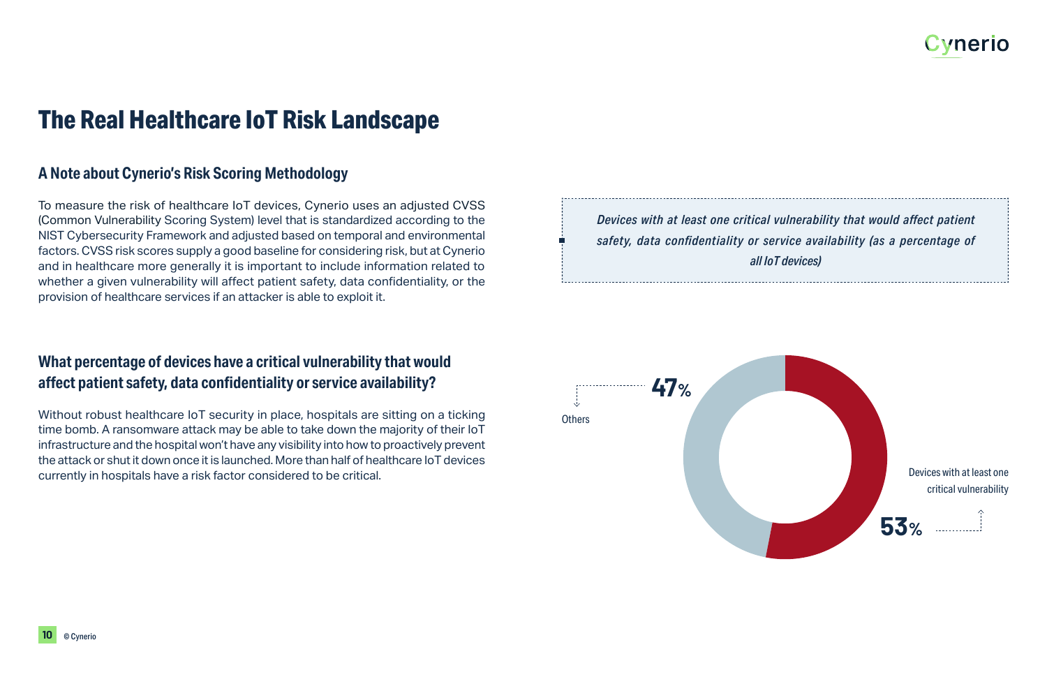# The Real Healthcare IoT Risk Landscape

## A Note about Cynerio's Risk Scoring Methodology

To measure the risk of healthcare IoT devices, Cynerio uses an adjusted CVSS (Common Vulnerability Scoring System) level that is standardized according to the NIST Cybersecurity Framework and adjusted based on temporal and environmental factors. CVSS risk scores supply a good baseline for considering risk, but at Cynerio and in healthcare more generally it is important to include information related to whether a given vulnerability will affect patient safety, data confidentiality, or the provision of healthcare services if an attacker is able to exploit it.

## What percentage of devices have a critical vulnerability that would affect patient safety, data confidentiality or service availability?

Without robust healthcare IoT security in place, hospitals are sitting on a ticking time bomb. A ransomware attack may be able to take down the majority of their IoT infrastructure and the hospital won't have any visibility into how to proactively prevent the attack or shut it down once it is launched. More than half of healthcare IoT devices currently in hospitals have a risk factor considered to be critical.

*Devices with at least one critical vulnerability that would affect patient safety, data confidentiality or service availability (as a percentage of all IoT devices)*

| Category | Percentage |
|---|---|
| Others | 47% |
| Devices with at least one critical vulnerability | 53% |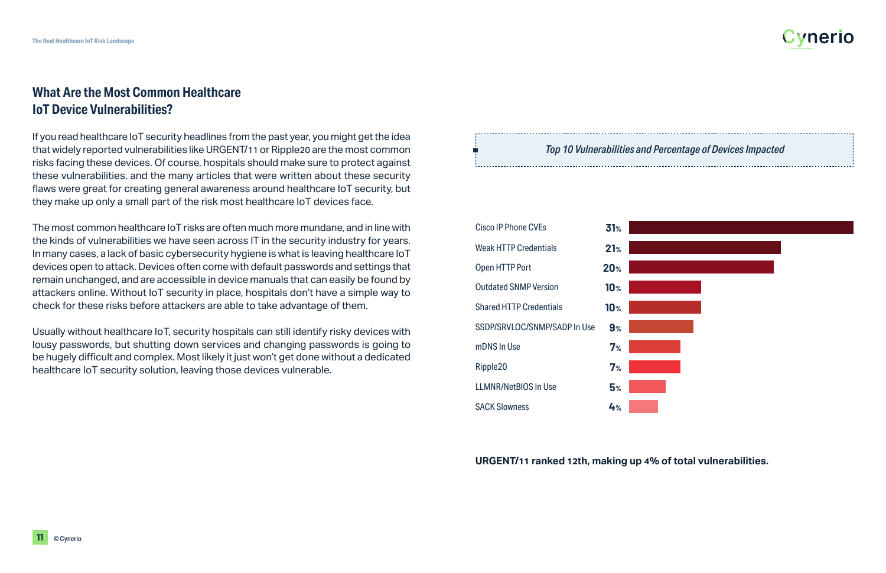## What Are the Most Common Healthcare IoT Device Vulnerabilities?

If you read healthcare IoT security headlines from the past year, you might get the idea that widely reported vulnerabilities like URGENT/11 or Ripple20 are the most common risks facing these devices. Of course, hospitals should make sure to protect against these vulnerabilities, and the many articles that were written about these security flaws were great for creating general awareness around healthcare IoT security, but they make up only a small part of the risk most healthcare IoT devices face.

The most common healthcare IoT risks are often much more mundane, and in line with the kinds of vulnerabilities we have seen across IT in the security industry for years. In many cases, a lack of basic cybersecurity hygiene is what is leaving healthcare IoT devices open to attack. Devices often come with default passwords and settings that remain unchanged, and are accessible in device manuals that can easily be found by attackers online. Without IoT security in place, hospitals don't have a simple way to check for these risks before attackers are able to take advantage of them.

Usually without healthcare IoT, security hospitals can still identify risky devices with lousy passwords, but shutting down services and changing passwords is going to be hugely difficult and complex. Most likely it just won't get done without a dedicated healthcare IoT security solution, leaving those devices vulnerable.

*Top 10 Vulnerabilities and Percentage of Devices Impacted*

| Vulnerability | Percentage of Devices Impacted |
|---|---|
| Cisco IP Phone CVEs | 31% |
| Weak HTTP Credentials | 21% |
| Open HTTP Port | 20% |
| Outdated SNMP Version | 10% |
| Shared HTTP Credentials | 10% |
| SSDP/SRVLOC/SNMP/SADP In Use | 9% |
| mDNS In Use | 7% |
| Ripple20 | 7% |
| LLMNR/NetBIOS In Use | 5% |
| SACK Slowness | 4% |

**URGENT/11 ranked 12th, making up 4% of total vulnerabilities.**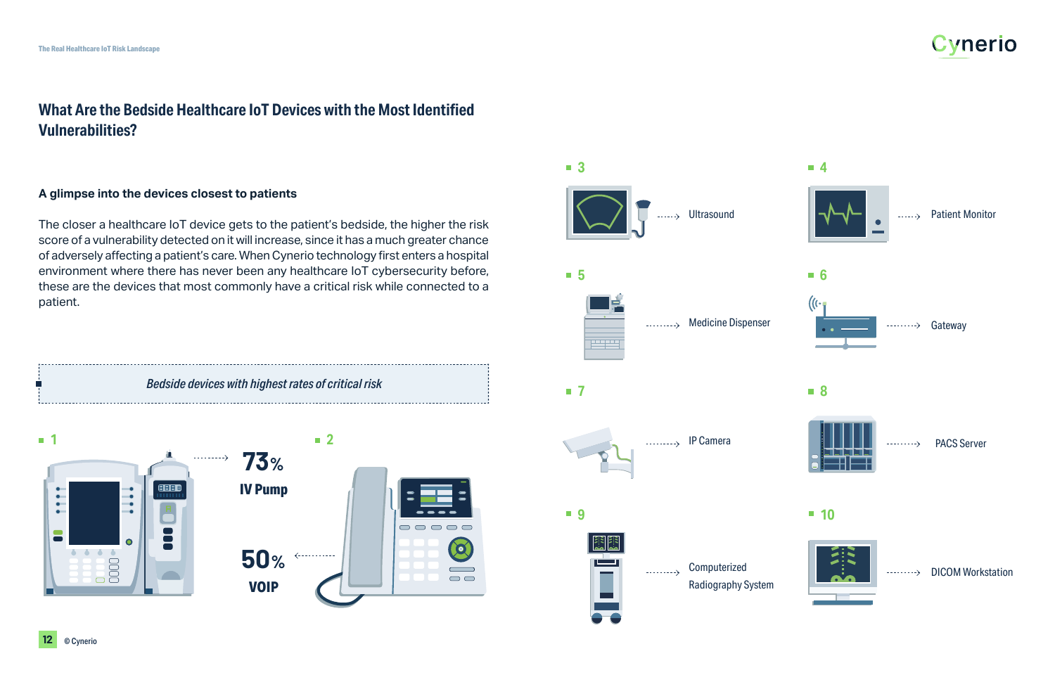## What Are the Bedside Healthcare IoT Devices with the Most Identified Vulnerabilities?

### A glimpse into the devices closest to patients

The closer a healthcare IoT device gets to the patient's bedside, the higher the risk score of a vulnerability detected on it will increase, since it has a much greater chance of adversely affecting a patient's care. When Cynerio technology first enters a hospital environment where there has never been any healthcare IoT cybersecurity before, these are the devices that most commonly have a critical risk while connected to a patient.

*Bedside devices with highest rates of critical risk*

1. **73%** **IV Pump**
2. **50%** **VOIP**
3. Ultrasound
4. Patient Monitor
5. Medicine Dispenser
6. Gateway
7. IP Camera
8. PACS Server
9. Computerized Radiography System
10. DICOM Workstation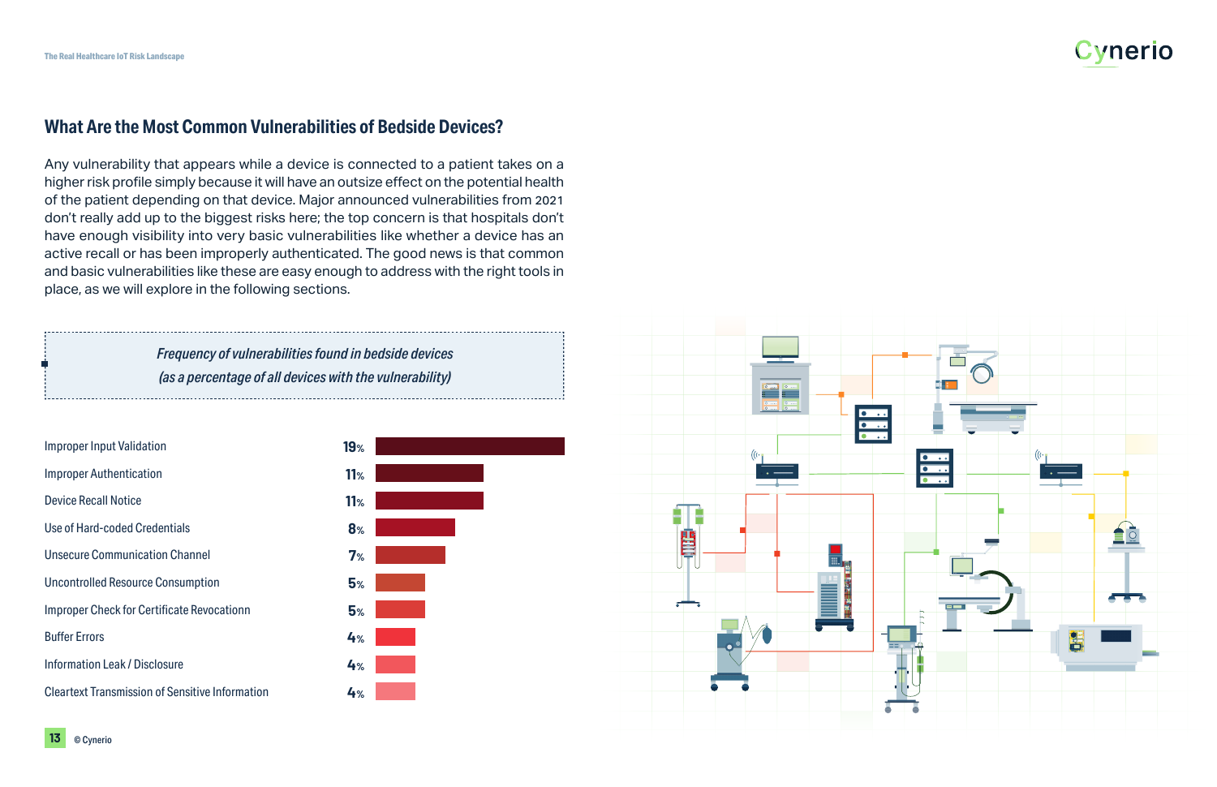## What Are the Most Common Vulnerabilities of Bedside Devices?

Any vulnerability that appears while a device is connected to a patient takes on a higher risk profile simply because it will have an outsize effect on the potential health of the patient depending on that device. Major announced vulnerabilities from 2021 don't really add up to the biggest risks here; the top concern is that hospitals don't have enough visibility into very basic vulnerabilities like whether a device has an active recall or has been improperly authenticated. The good news is that common and basic vulnerabilities like these are easy enough to address with the right tools in place, as we will explore in the following sections.

*Frequency of vulnerabilities found in bedside devices*
*(as a percentage of all devices with the vulnerability)*

| Vulnerability | Frequency |
|---|---|
| Improper Input Validation | 19% |
| Improper Authentication | 11% |
| Device Recall Notice | 11% |
| Use of Hard-coded Credentials | 8% |
| Unsecure Communication Channel | 7% |
| Uncontrolled Resource Consumption | 5% |
| Improper Check for Certificate Revocationn | 5% |
| Buffer Errors | 4% |
| Information Leak / Disclosure | 4% |
| Cleartext Transmission of Sensitive Information | 4% |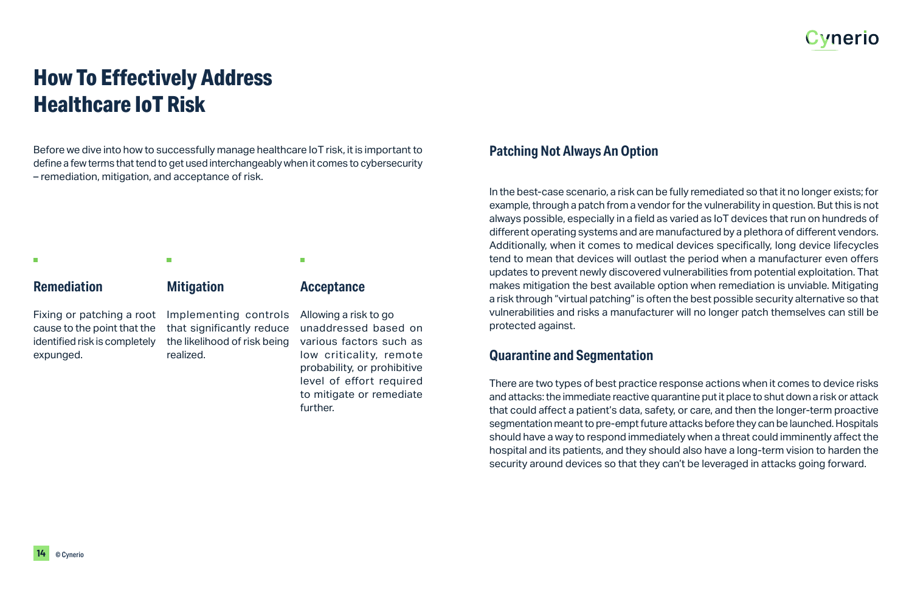# How To Effectively Address Healthcare IoT Risk

Before we dive into how to successfully manage healthcare IoT risk, it is important to define a few terms that tend to get used interchangeably when it comes to cybersecurity – remediation, mitigation, and acceptance of risk.

### Remediation

Fixing or patching a root cause to the point that the identified risk is completely expunged.

### Mitigation

Implementing controls that significantly reduce the likelihood of risk being realized.

### Acceptance

Allowing a risk to go unaddressed based on various factors such as low criticality, remote probability, or prohibitive level of effort required to mitigate or remediate further.

## Patching Not Always An Option

In the best-case scenario, a risk can be fully remediated so that it no longer exists; for example, through a patch from a vendor for the vulnerability in question. But this is not always possible, especially in a field as varied as IoT devices that run on hundreds of different operating systems and are manufactured by a plethora of different vendors. Additionally, when it comes to medical devices specifically, long device lifecycles tend to mean that devices will outlast the period when a manufacturer even offers updates to prevent newly discovered vulnerabilities from potential exploitation. That makes mitigation the best available option when remediation is unviable. Mitigating a risk through "virtual patching" is often the best possible security alternative so that vulnerabilities and risks a manufacturer will no longer patch themselves can still be protected against.

## Quarantine and Segmentation

There are two types of best practice response actions when it comes to device risks and attacks: the immediate reactive quarantine put it place to shut down a risk or attack that could affect a patient's data, safety, or care, and then the longer-term proactive segmentation meant to pre-empt future attacks before they can be launched. Hospitals should have a way to respond immediately when a threat could imminently affect the hospital and its patients, and they should also have a long-term vision to harden the security around devices so that they can't be leveraged in attacks going forward.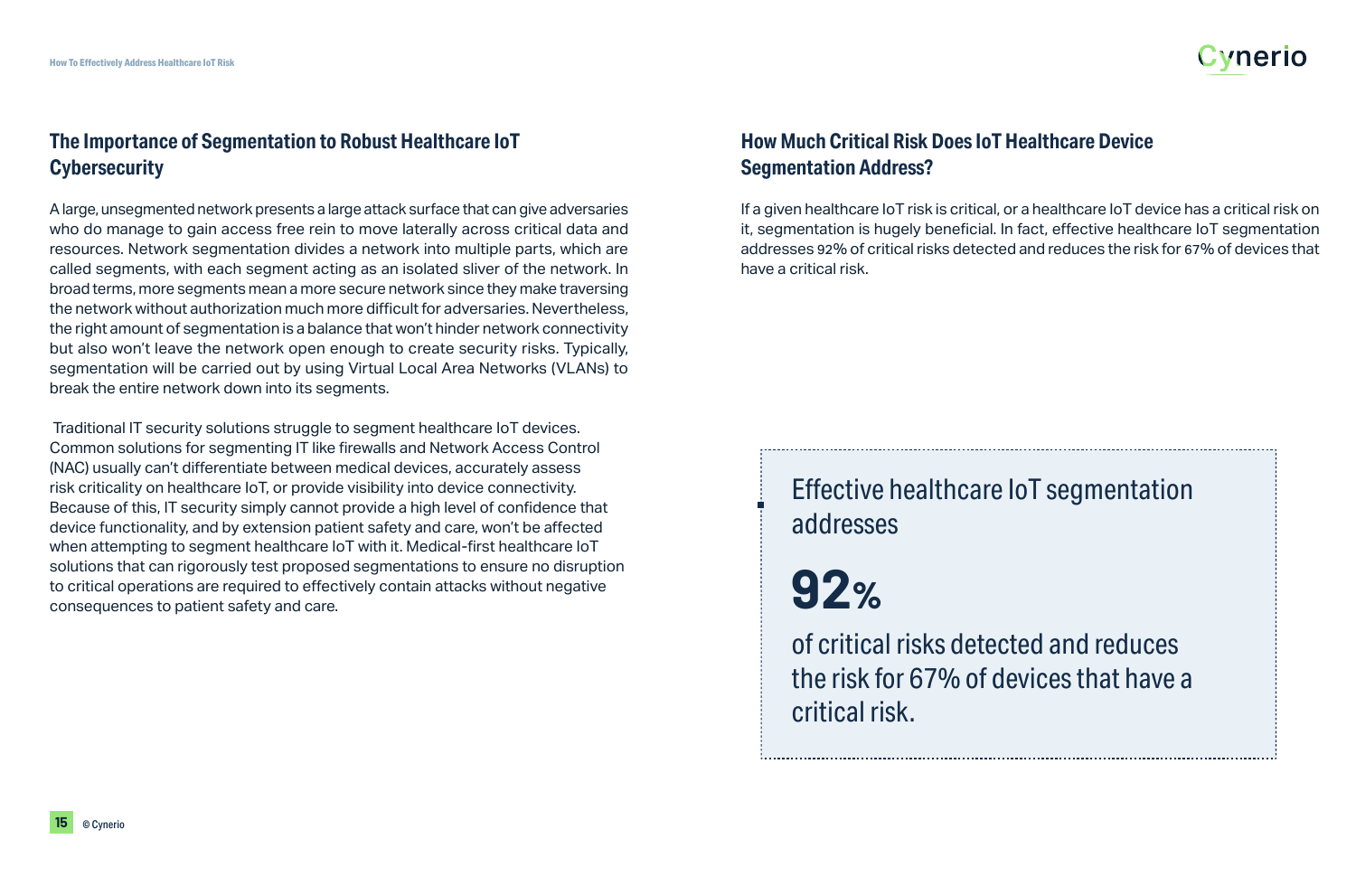## The Importance of Segmentation to Robust Healthcare IoT Cybersecurity

A large, unsegmented network presents a large attack surface that can give adversaries who do manage to gain access free rein to move laterally across critical data and resources. Network segmentation divides a network into multiple parts, which are called segments, with each segment acting as an isolated sliver of the network. In broad terms, more segments mean a more secure network since they make traversing the network without authorization much more difficult for adversaries. Nevertheless, the right amount of segmentation is a balance that won't hinder network connectivity but also won't leave the network open enough to create security risks. Typically, segmentation will be carried out by using Virtual Local Area Networks (VLANs) to break the entire network down into its segments.

Traditional IT security solutions struggle to segment healthcare IoT devices. Common solutions for segmenting IT like firewalls and Network Access Control (NAC) usually can't differentiate between medical devices, accurately assess risk criticality on healthcare IoT, or provide visibility into device connectivity. Because of this, IT security simply cannot provide a high level of confidence that device functionality, and by extension patient safety and care, won't be affected when attempting to segment healthcare IoT with it. Medical-first healthcare IoT solutions that can rigorously test proposed segmentations to ensure no disruption to critical operations are required to effectively contain attacks without negative consequences to patient safety and care.

## How Much Critical Risk Does IoT Healthcare Device Segmentation Address?

If a given healthcare IoT risk is critical, or a healthcare IoT device has a critical risk on it, segmentation is hugely beneficial. In fact, effective healthcare IoT segmentation addresses 92% of critical risks detected and reduces the risk for 67% of devices that have a critical risk.

> Effective healthcare IoT segmentation addresses
>
> **92%**
>
> of critical risks detected and reduces the risk for 67% of devices that have a critical risk.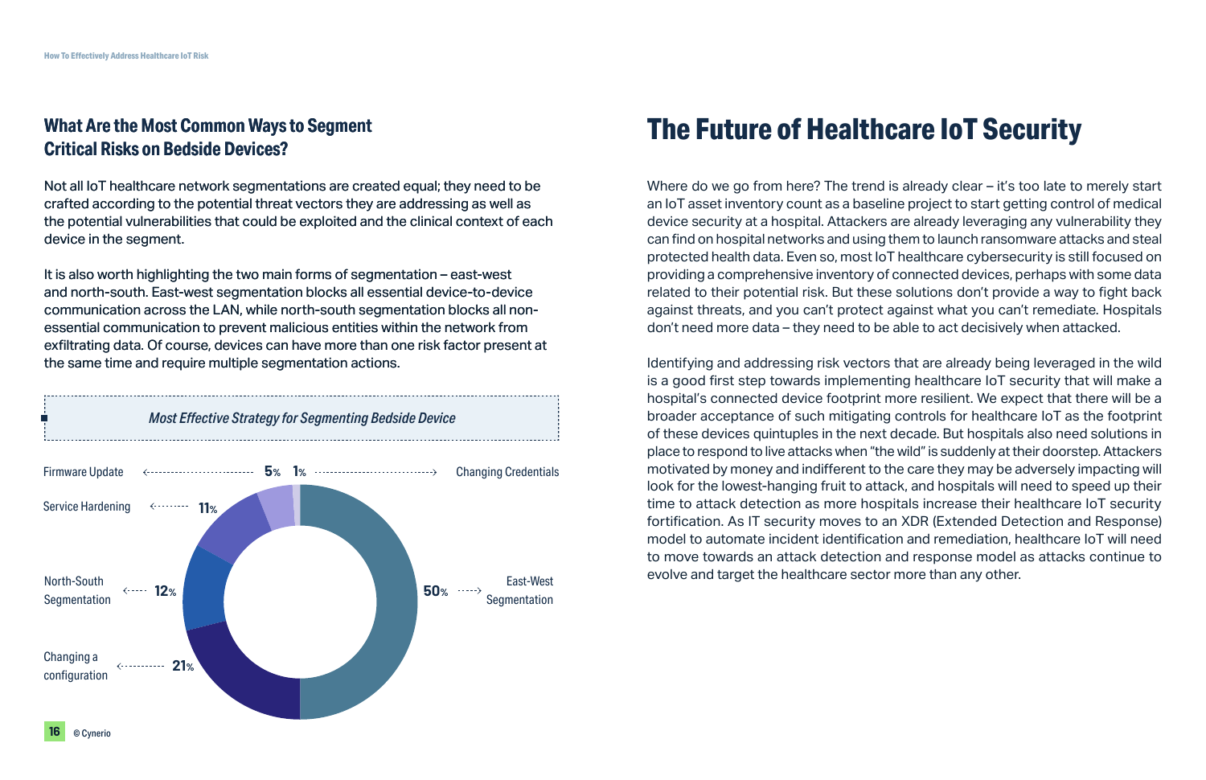## What Are the Most Common Ways to Segment Critical Risks on Bedside Devices?

Not all IoT healthcare network segmentations are created equal; they need to be crafted according to the potential threat vectors they are addressing as well as the potential vulnerabilities that could be exploited and the clinical context of each device in the segment.

It is also worth highlighting the two main forms of segmentation – east-west and north-south. East-west segmentation blocks all essential device-to-device communication across the LAN, while north-south segmentation blocks all non-essential communication to prevent malicious entities within the network from exfiltrating data. Of course, devices can have more than one risk factor present at the same time and require multiple segmentation actions.

*Most Effective Strategy for Segmenting Bedside Device*

| Strategy | Share |
| --- | --- |
| East-West Segmentation | 50% |
| Changing a configuration | 21% |
| North-South Segmentation | 12% |
| Service Hardening | 11% |
| Firmware Update | 5% |
| Changing Credentials | 1% |

# The Future of Healthcare IoT Security

Where do we go from here? The trend is already clear – it's too late to merely start an IoT asset inventory count as a baseline project to start getting control of medical device security at a hospital. Attackers are already leveraging any vulnerability they can find on hospital networks and using them to launch ransomware attacks and steal protected health data. Even so, most IoT healthcare cybersecurity is still focused on providing a comprehensive inventory of connected devices, perhaps with some data related to their potential risk. But these solutions don't provide a way to fight back against threats, and you can't protect against what you can't remediate. Hospitals don't need more data – they need to be able to act decisively when attacked.

Identifying and addressing risk vectors that are already being leveraged in the wild is a good first step towards implementing healthcare IoT security that will make a hospital's connected device footprint more resilient. We expect that there will be a broader acceptance of such mitigating controls for healthcare IoT as the footprint of these devices quintuples in the next decade. But hospitals also need solutions in place to respond to live attacks when "the wild" is suddenly at their doorstep. Attackers motivated by money and indifferent to the care they may be adversely impacting will look for the lowest-hanging fruit to attack, and hospitals will need to speed up their time to attack detection as more hospitals increase their healthcare IoT security fortification. As IT security moves to an XDR (Extended Detection and Response) model to automate incident identification and remediation, healthcare IoT will need to move towards an attack detection and response model as attacks continue to evolve and target the healthcare sector more than any other.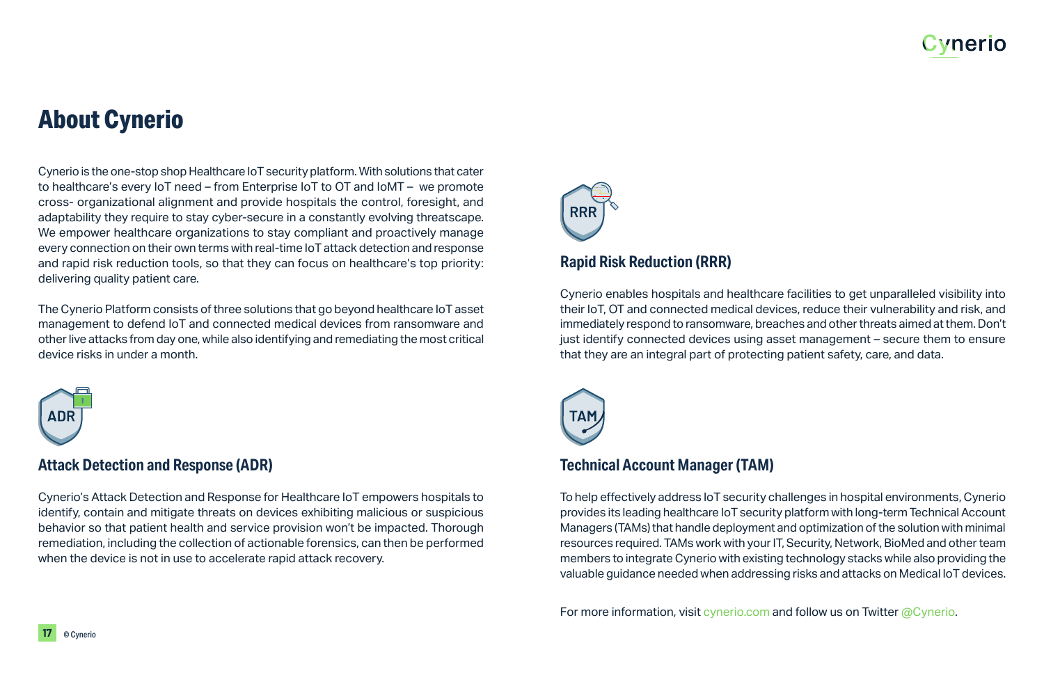# About Cynerio

Cynerio is the one-stop shop Healthcare IoT security platform. With solutions that cater to healthcare's every IoT need – from Enterprise IoT to OT and IoMT – we promote cross- organizational alignment and provide hospitals the control, foresight, and adaptability they require to stay cyber-secure in a constantly evolving threatscape. We empower healthcare organizations to stay compliant and proactively manage every connection on their own terms with real-time IoT attack detection and response and rapid risk reduction tools, so that they can focus on healthcare's top priority: delivering quality patient care.

The Cynerio Platform consists of three solutions that go beyond healthcare IoT asset management to defend IoT and connected medical devices from ransomware and other live attacks from day one, while also identifying and remediating the most critical device risks in under a month.

## Attack Detection and Response (ADR)

Cynerio's Attack Detection and Response for Healthcare IoT empowers hospitals to identify, contain and mitigate threats on devices exhibiting malicious or suspicious behavior so that patient health and service provision won't be impacted. Thorough remediation, including the collection of actionable forensics, can then be performed when the device is not in use to accelerate rapid attack recovery.

## Rapid Risk Reduction (RRR)

Cynerio enables hospitals and healthcare facilities to get unparalleled visibility into their IoT, OT and connected medical devices, reduce their vulnerability and risk, and immediately respond to ransomware, breaches and other threats aimed at them. Don't just identify connected devices using asset management – secure them to ensure that they are an integral part of protecting patient safety, care, and data.

## Technical Account Manager (TAM)

To help effectively address IoT security challenges in hospital environments, Cynerio provides its leading healthcare IoT security platform with long-term Technical Account Managers (TAMs) that handle deployment and optimization of the solution with minimal resources required. TAMs work with your IT, Security, Network, BioMed and other team members to integrate Cynerio with existing technology stacks while also providing the valuable guidance needed when addressing risks and attacks on Medical IoT devices.

For more information, visit cynerio.com and follow us on Twitter @Cynerio.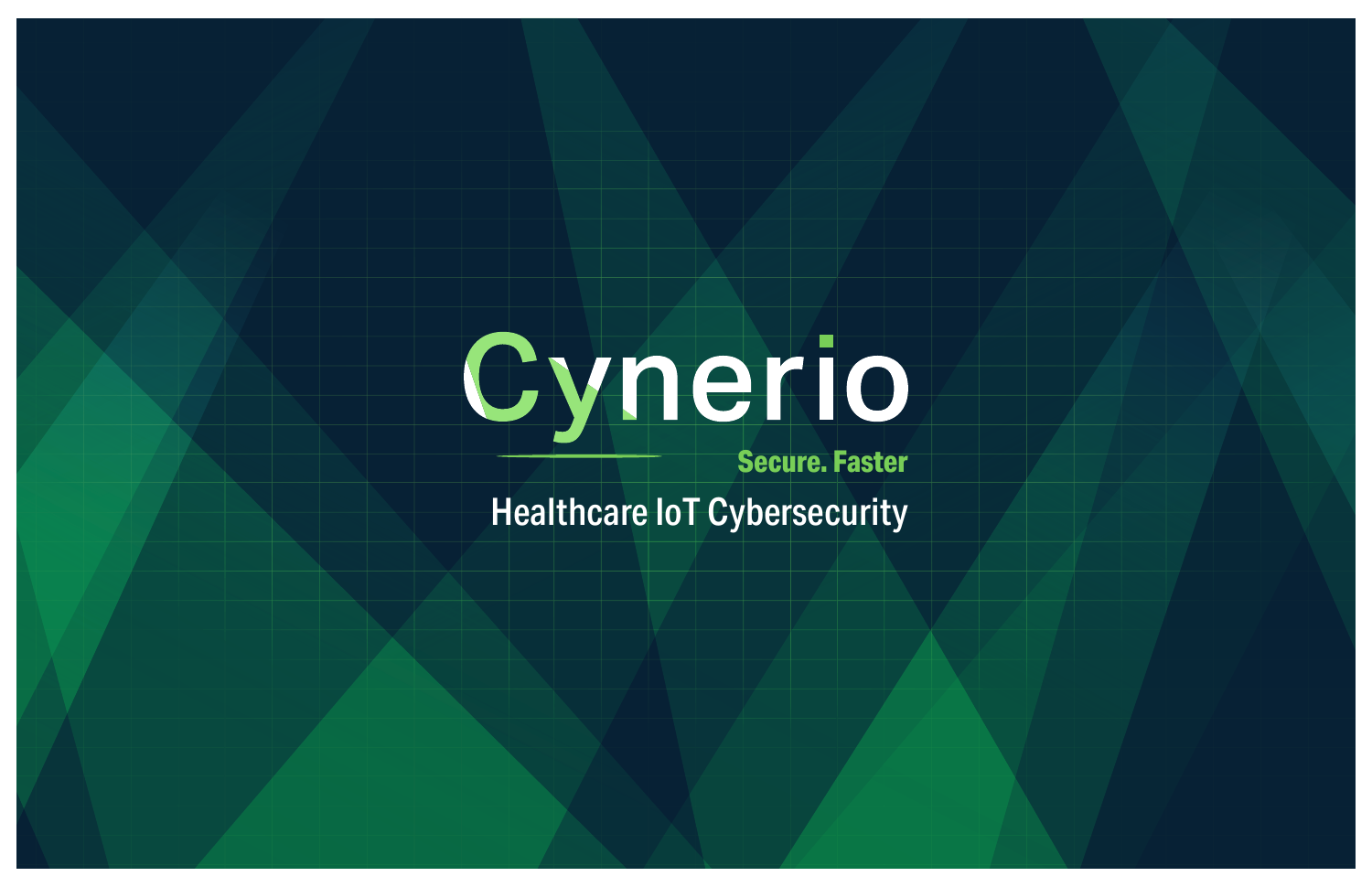# Cynerio

**Secure. Faster**

Healthcare IoT Cybersecurity